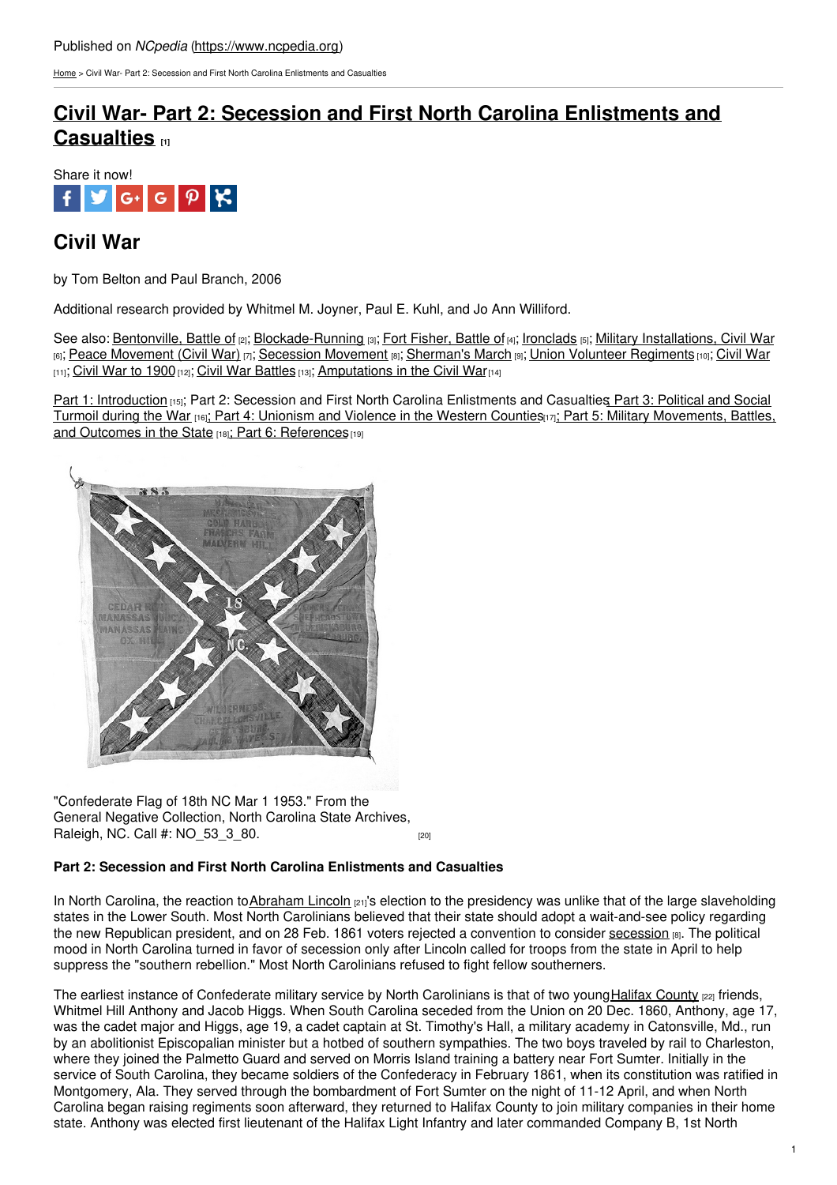Published on *NCpedia* (https://www.ncpedia.org)

Home > Civil War- Part 2: Secession and First North Carolina Enlistments and Casualties

# Civil War- Part 2: Secession and First North Carolina Enlistments and Casualties [1]

Share it now!

## Civil War

by Tom Belton and Paul Branch, 2006

Additional research provided by Whitmel M. Joyner, Paul E. Kuhl, and Jo Ann Williford.

See also: Bentonville, Battle of [2]; Blockade-Running [3]; Fort Fisher, Battle of [4]; Ironclads [5]; Military Installations, Civil War [6]; Peace Movement (Civil War) [7]; Secession Movement [8]; Sherman's March [9]; Union Volunteer Regiments [10]; Civil War [11]; Civil War to 1900 [12]; Civil War Battles [13]; Amputations in the Civil War [14]

Part 1: Introduction [15]; Part 2: Secession and First North Carolina Enlistments and Casualties; Part 3: Political and Social Turmoil during the War [16]; Part 4: Unionism and Violence in the Western Counties [17]; Part 5: Military Movements, Battles, and Outcomes in the State [18]; Part 6: References [19]

"Confederate Flag of 18th NC Mar 1 1953." From the General Negative Collection, North Carolina State Archives, Raleigh, NC. Call #: NO_53_3_80. [20]

**Part 2: Secession and First North Carolina Enlistments and Casualties**

In North Carolina, the reaction to Abraham Lincoln [21]'s election to the presidency was unlike that of the large slaveholding states in the Lower South. Most North Carolinians believed that their state should adopt a wait-and-see policy regarding the new Republican president, and on 28 Feb. 1861 voters rejected a convention to consider secession [8]. The political mood in North Carolina turned in favor of secession only after Lincoln called for troops from the state in April to help suppress the "southern rebellion." Most North Carolinians refused to fight fellow southerners.

The earliest instance of Confederate military service by North Carolinians is that of two young Halifax County [22] friends, Whitmel Hill Anthony and Jacob Higgs. When South Carolina seceded from the Union on 20 Dec. 1860, Anthony, age 17, was the cadet major and Higgs, age 19, a cadet captain at St. Timothy's Hall, a military academy in Catonsville, Md., run by an abolitionist Episcopalian minister but a hotbed of southern sympathies. The two boys traveled by rail to Charleston, where they joined the Palmetto Guard and served on Morris Island training a battery near Fort Sumter. Initially in the service of South Carolina, they became soldiers of the Confederacy in February 1861, when its constitution was ratified in Montgomery, Ala. They served through the bombardment of Fort Sumter on the night of 11-12 April, and when North Carolina began raising regiments soon afterward, they returned to Halifax County to join military companies in their home state. Anthony was elected first lieutenant of the Halifax Light Infantry and later commanded Company B, 1st North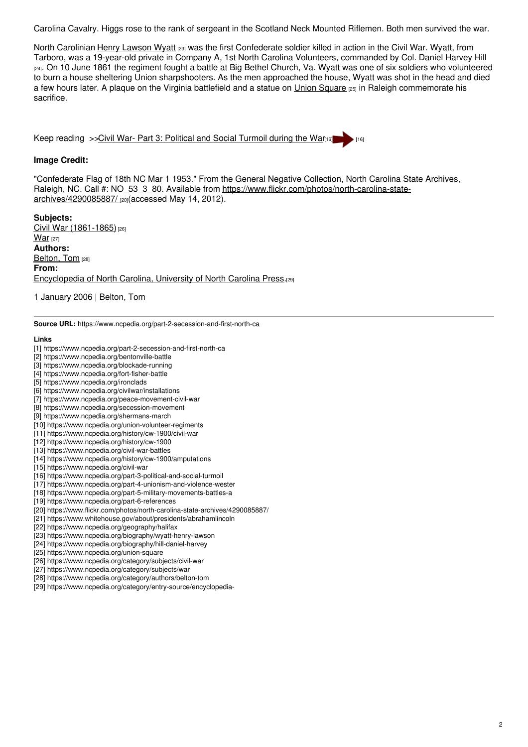Carolina Cavalry. Higgs rose to the rank of sergeant in the Scotland Neck Mounted Riflemen. Both men survived the war.

North Carolinian Henry Lawson Wyatt [23] was the first Confederate soldier killed in action in the Civil War. Wyatt, from Tarboro, was a 19-year-old private in Company A, 1st North Carolina Volunteers, commanded by Col. Daniel Harvey Hill [24]. On 10 June 1861 the regiment fought a battle at Big Bethel Church, Va. Wyatt was one of six soldiers who volunteered to burn a house sheltering Union sharpshooters. As the men approached the house, Wyatt was shot in the head and died a few hours later. A plaque on the Virginia battlefield and a statue on Union Square [25] in Raleigh commemorate his sacrifice.

Keep reading >>Civil War- Part 3: Political and Social Turmoil during the War [16] [16]

**Image Credit:**

"Confederate Flag of 18th NC Mar 1 1953." From the General Negative Collection, North Carolina State Archives, Raleigh, NC. Call #: NO_53_3_80. Available from https://www.flickr.com/photos/north-carolina-state-archives/4290085887/ [20] (accessed May 14, 2012).

**Subjects:**
Civil War (1861-1865) [26]
War [27]
**Authors:**
Belton, Tom [28]
**From:**
Encyclopedia of North Carolina, University of North Carolina Press. [29]

1 January 2006 | Belton, Tom

---

**Source URL:** https://www.ncpedia.org/part-2-secession-and-first-north-ca

**Links**
[1] https://www.ncpedia.org/part-2-secession-and-first-north-ca
[2] https://www.ncpedia.org/bentonville-battle
[3] https://www.ncpedia.org/blockade-running
[4] https://www.ncpedia.org/fort-fisher-battle
[5] https://www.ncpedia.org/ironclads
[6] https://www.ncpedia.org/civilwar/installations
[7] https://www.ncpedia.org/peace-movement-civil-war
[8] https://www.ncpedia.org/secession-movement
[9] https://www.ncpedia.org/shermans-march
[10] https://www.ncpedia.org/union-volunteer-regiments
[11] https://www.ncpedia.org/history/cw-1900/civil-war
[12] https://www.ncpedia.org/history/cw-1900
[13] https://www.ncpedia.org/civil-war-battles
[14] https://www.ncpedia.org/history/cw-1900/amputations
[15] https://www.ncpedia.org/civil-war
[16] https://www.ncpedia.org/part-3-political-and-social-turmoil
[17] https://www.ncpedia.org/part-4-unionism-and-violence-wester
[18] https://www.ncpedia.org/part-5-military-movements-battles-a
[19] https://www.ncpedia.org/part-6-references
[20] https://www.flickr.com/photos/north-carolina-state-archives/4290085887/
[21] https://www.whitehouse.gov/about/presidents/abrahamlincoln
[22] https://www.ncpedia.org/geography/halifax
[23] https://www.ncpedia.org/biography/wyatt-henry-lawson
[24] https://www.ncpedia.org/biography/hill-daniel-harvey
[25] https://www.ncpedia.org/union-square
[26] https://www.ncpedia.org/category/subjects/civil-war
[27] https://www.ncpedia.org/category/subjects/war
[28] https://www.ncpedia.org/category/authors/belton-tom
[29] https://www.ncpedia.org/category/entry-source/encyclopedia-